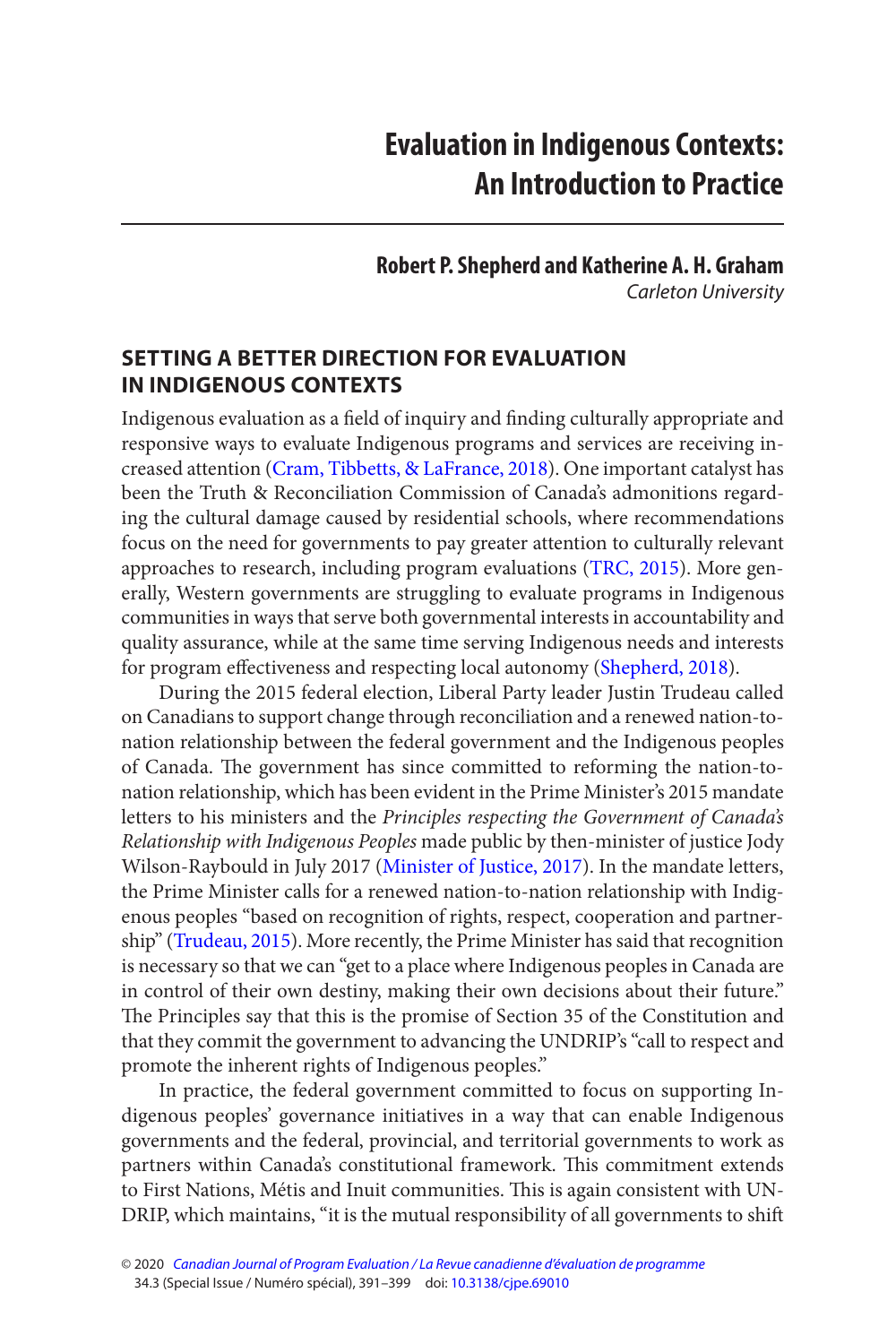# Evaluation in Indigenous Contexts: An Introduction to Practice

**Robert P. Shepherd and Katherine A. H. Graham**
*Carleton University*

## SETTING A BETTER DIRECTION FOR EVALUATION IN INDIGENOUS CONTEXTS

Indigenous evaluation as a field of inquiry and finding culturally appropriate and responsive ways to evaluate Indigenous programs and services are receiving increased attention (Cram, Tibbetts, & LaFrance, 2018). One important catalyst has been the Truth & Reconciliation Commission of Canada's admonitions regarding the cultural damage caused by residential schools, where recommendations focus on the need for governments to pay greater attention to culturally relevant approaches to research, including program evaluations (TRC, 2015). More generally, Western governments are struggling to evaluate programs in Indigenous communities in ways that serve both governmental interests in accountability and quality assurance, while at the same time serving Indigenous needs and interests for program effectiveness and respecting local autonomy (Shepherd, 2018).

During the 2015 federal election, Liberal Party leader Justin Trudeau called on Canadians to support change through reconciliation and a renewed nation-to-nation relationship between the federal government and the Indigenous peoples of Canada. The government has since committed to reforming the nation-to-nation relationship, which has been evident in the Prime Minister's 2015 mandate letters to his ministers and the *Principles respecting the Government of Canada's Relationship with Indigenous Peoples* made public by then-minister of justice Jody Wilson-Raybould in July 2017 (Minister of Justice, 2017). In the mandate letters, the Prime Minister calls for a renewed nation-to-nation relationship with Indigenous peoples "based on recognition of rights, respect, cooperation and partnership" (Trudeau, 2015). More recently, the Prime Minister has said that recognition is necessary so that we can "get to a place where Indigenous peoples in Canada are in control of their own destiny, making their own decisions about their future." The Principles say that this is the promise of Section 35 of the Constitution and that they commit the government to advancing the UNDRIP's "call to respect and promote the inherent rights of Indigenous peoples."

In practice, the federal government committed to focus on supporting Indigenous peoples' governance initiatives in a way that can enable Indigenous governments and the federal, provincial, and territorial governments to work as partners within Canada's constitutional framework. This commitment extends to First Nations, Métis and Inuit communities. This is again consistent with UNDRIP, which maintains, "it is the mutual responsibility of all governments to shift

© 2020 *Canadian Journal of Program Evaluation / La Revue canadienne d'évaluation de programme*
34.3 (Special Issue / Numéro spécial), 391–399 doi: 10.3138/cjpe.69010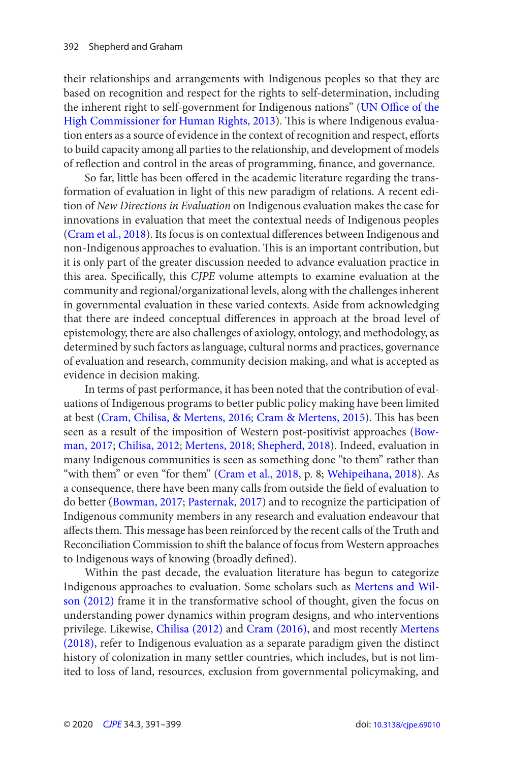their relationships and arrangements with Indigenous peoples so that they are based on recognition and respect for the rights to self-determination, including the inherent right to self-government for Indigenous nations" (UN Office of the High Commissioner for Human Rights, 2013). This is where Indigenous evaluation enters as a source of evidence in the context of recognition and respect, efforts to build capacity among all parties to the relationship, and development of models of reflection and control in the areas of programming, finance, and governance.

So far, little has been offered in the academic literature regarding the transformation of evaluation in light of this new paradigm of relations. A recent edition of *New Directions in Evaluation* on Indigenous evaluation makes the case for innovations in evaluation that meet the contextual needs of Indigenous peoples (Cram et al., 2018). Its focus is on contextual differences between Indigenous and non-Indigenous approaches to evaluation. This is an important contribution, but it is only part of the greater discussion needed to advance evaluation practice in this area. Specifically, this *CJPE* volume attempts to examine evaluation at the community and regional/organizational levels, along with the challenges inherent in governmental evaluation in these varied contexts. Aside from acknowledging that there are indeed conceptual differences in approach at the broad level of epistemology, there are also challenges of axiology, ontology, and methodology, as determined by such factors as language, cultural norms and practices, governance of evaluation and research, community decision making, and what is accepted as evidence in decision making.

In terms of past performance, it has been noted that the contribution of evaluations of Indigenous programs to better public policy making have been limited at best (Cram, Chilisa, & Mertens, 2016; Cram & Mertens, 2015). This has been seen as a result of the imposition of Western post-positivist approaches (Bowman, 2017; Chilisa, 2012; Mertens, 2018; Shepherd, 2018). Indeed, evaluation in many Indigenous communities is seen as something done "to them" rather than "with them" or even "for them" (Cram et al., 2018, p. 8; Wehipeihana, 2018). As a consequence, there have been many calls from outside the field of evaluation to do better (Bowman, 2017; Pasternak, 2017) and to recognize the participation of Indigenous community members in any research and evaluation endeavour that affects them. This message has been reinforced by the recent calls of the Truth and Reconciliation Commission to shift the balance of focus from Western approaches to Indigenous ways of knowing (broadly defined).

Within the past decade, the evaluation literature has begun to categorize Indigenous approaches to evaluation. Some scholars such as Mertens and Wilson (2012) frame it in the transformative school of thought, given the focus on understanding power dynamics within program designs, and who interventions privilege. Likewise, Chilisa (2012) and Cram (2016), and most recently Mertens (2018), refer to Indigenous evaluation as a separate paradigm given the distinct history of colonization in many settler countries, which includes, but is not limited to loss of land, resources, exclusion from governmental policymaking, and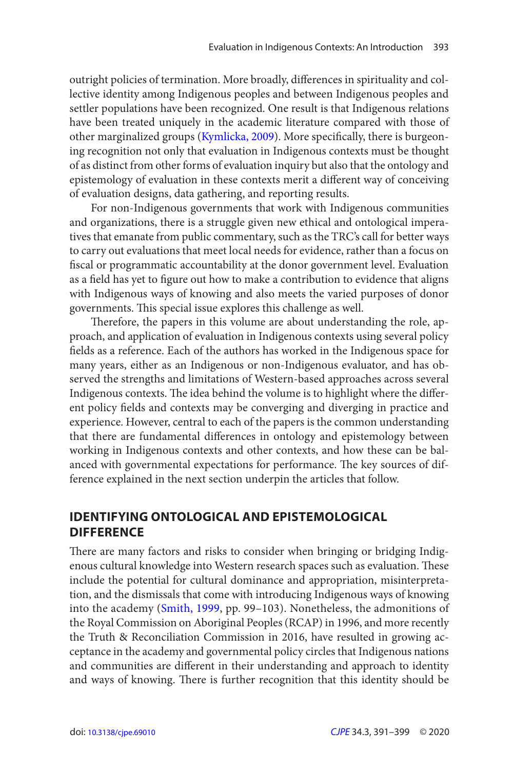outright policies of termination. More broadly, differences in spirituality and collective identity among Indigenous peoples and between Indigenous peoples and settler populations have been recognized. One result is that Indigenous relations have been treated uniquely in the academic literature compared with those of other marginalized groups (Kymlicka, 2009). More specifically, there is burgeoning recognition not only that evaluation in Indigenous contexts must be thought of as distinct from other forms of evaluation inquiry but also that the ontology and epistemology of evaluation in these contexts merit a different way of conceiving of evaluation designs, data gathering, and reporting results.

For non-Indigenous governments that work with Indigenous communities and organizations, there is a struggle given new ethical and ontological imperatives that emanate from public commentary, such as the TRC's call for better ways to carry out evaluations that meet local needs for evidence, rather than a focus on fiscal or programmatic accountability at the donor government level. Evaluation as a field has yet to figure out how to make a contribution to evidence that aligns with Indigenous ways of knowing and also meets the varied purposes of donor governments. This special issue explores this challenge as well.

Therefore, the papers in this volume are about understanding the role, approach, and application of evaluation in Indigenous contexts using several policy fields as a reference. Each of the authors has worked in the Indigenous space for many years, either as an Indigenous or non-Indigenous evaluator, and has observed the strengths and limitations of Western-based approaches across several Indigenous contexts. The idea behind the volume is to highlight where the different policy fields and contexts may be converging and diverging in practice and experience. However, central to each of the papers is the common understanding that there are fundamental differences in ontology and epistemology between working in Indigenous contexts and other contexts, and how these can be balanced with governmental expectations for performance. The key sources of difference explained in the next section underpin the articles that follow.

## IDENTIFYING ONTOLOGICAL AND EPISTEMOLOGICAL DIFFERENCE

There are many factors and risks to consider when bringing or bridging Indigenous cultural knowledge into Western research spaces such as evaluation. These include the potential for cultural dominance and appropriation, misinterpretation, and the dismissals that come with introducing Indigenous ways of knowing into the academy (Smith, 1999, pp. 99–103). Nonetheless, the admonitions of the Royal Commission on Aboriginal Peoples (RCAP) in 1996, and more recently the Truth & Reconciliation Commission in 2016, have resulted in growing acceptance in the academy and governmental policy circles that Indigenous nations and communities are different in their understanding and approach to identity and ways of knowing. There is further recognition that this identity should be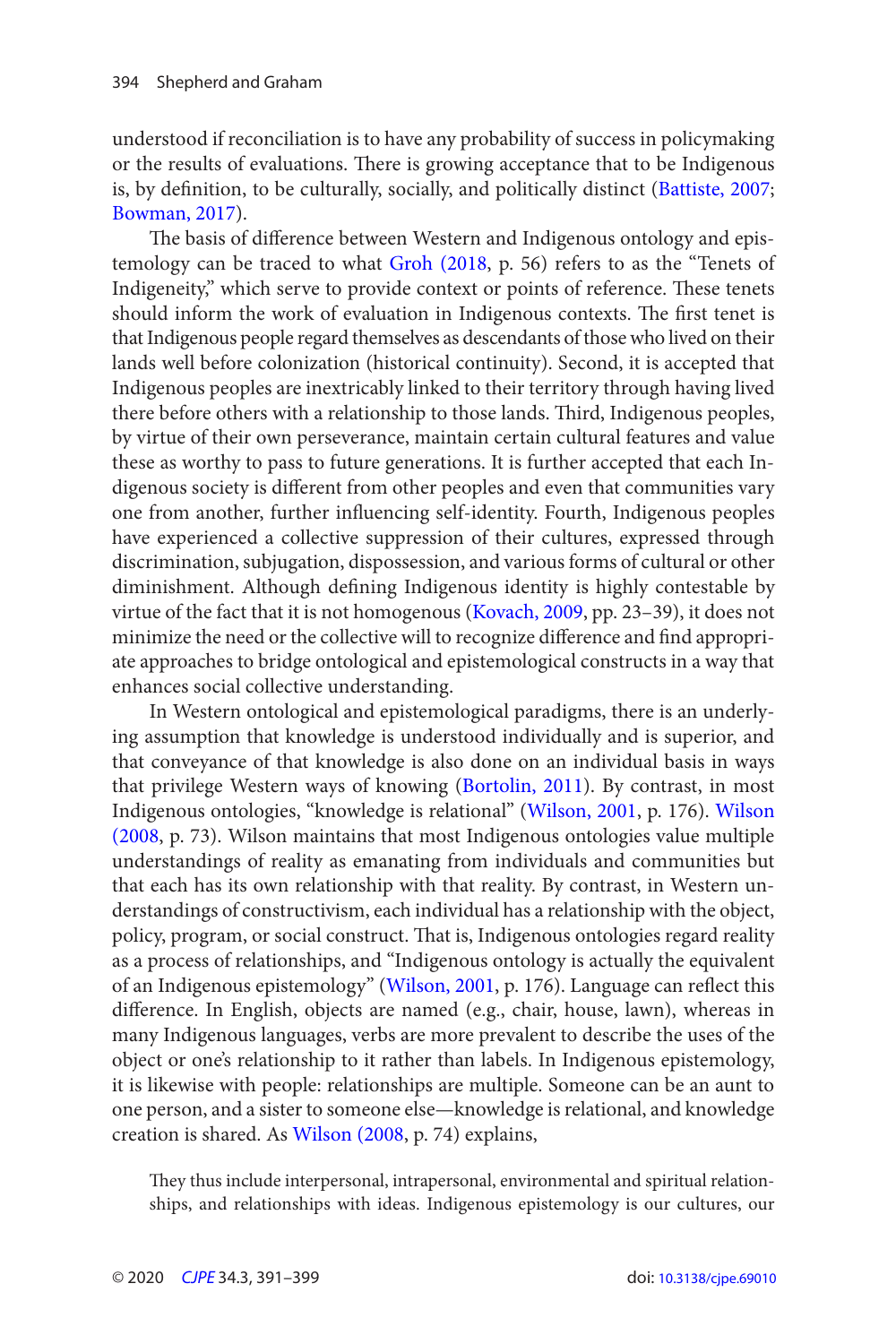understood if reconciliation is to have any probability of success in policymaking or the results of evaluations. There is growing acceptance that to be Indigenous is, by definition, to be culturally, socially, and politically distinct (Battiste, 2007; Bowman, 2017).

The basis of difference between Western and Indigenous ontology and epistemology can be traced to what Groh (2018, p. 56) refers to as the "Tenets of Indigeneity," which serve to provide context or points of reference. These tenets should inform the work of evaluation in Indigenous contexts. The first tenet is that Indigenous people regard themselves as descendants of those who lived on their lands well before colonization (historical continuity). Second, it is accepted that Indigenous peoples are inextricably linked to their territory through having lived there before others with a relationship to those lands. Third, Indigenous peoples, by virtue of their own perseverance, maintain certain cultural features and value these as worthy to pass to future generations. It is further accepted that each Indigenous society is different from other peoples and even that communities vary one from another, further influencing self-identity. Fourth, Indigenous peoples have experienced a collective suppression of their cultures, expressed through discrimination, subjugation, dispossession, and various forms of cultural or other diminishment. Although defining Indigenous identity is highly contestable by virtue of the fact that it is not homogenous (Kovach, 2009, pp. 23–39), it does not minimize the need or the collective will to recognize difference and find appropriate approaches to bridge ontological and epistemological constructs in a way that enhances social collective understanding.

In Western ontological and epistemological paradigms, there is an underlying assumption that knowledge is understood individually and is superior, and that conveyance of that knowledge is also done on an individual basis in ways that privilege Western ways of knowing (Bortolin, 2011). By contrast, in most Indigenous ontologies, "knowledge is relational" (Wilson, 2001, p. 176). Wilson (2008, p. 73). Wilson maintains that most Indigenous ontologies value multiple understandings of reality as emanating from individuals and communities but that each has its own relationship with that reality. By contrast, in Western understandings of constructivism, each individual has a relationship with the object, policy, program, or social construct. That is, Indigenous ontologies regard reality as a process of relationships, and "Indigenous ontology is actually the equivalent of an Indigenous epistemology" (Wilson, 2001, p. 176). Language can reflect this difference. In English, objects are named (e.g., chair, house, lawn), whereas in many Indigenous languages, verbs are more prevalent to describe the uses of the object or one's relationship to it rather than labels. In Indigenous epistemology, it is likewise with people: relationships are multiple. Someone can be an aunt to one person, and a sister to someone else—knowledge is relational, and knowledge creation is shared. As Wilson (2008, p. 74) explains,

> They thus include interpersonal, intrapersonal, environmental and spiritual relationships, and relationships with ideas. Indigenous epistemology is our cultures, our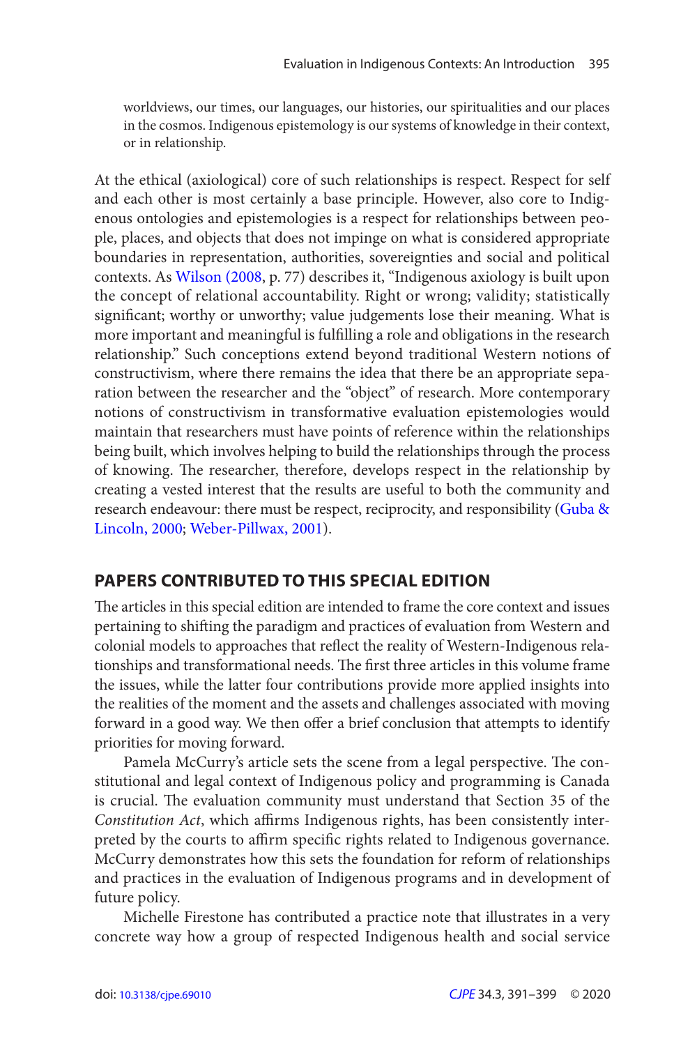worldviews, our times, our languages, our histories, our spiritualities and our places in the cosmos. Indigenous epistemology is our systems of knowledge in their context, or in relationship.

At the ethical (axiological) core of such relationships is respect. Respect for self and each other is most certainly a base principle. However, also core to Indigenous ontologies and epistemologies is a respect for relationships between people, places, and objects that does not impinge on what is considered appropriate boundaries in representation, authorities, sovereignties and social and political contexts. As Wilson (2008, p. 77) describes it, "Indigenous axiology is built upon the concept of relational accountability. Right or wrong; validity; statistically significant; worthy or unworthy; value judgements lose their meaning. What is more important and meaningful is fulfilling a role and obligations in the research relationship." Such conceptions extend beyond traditional Western notions of constructivism, where there remains the idea that there be an appropriate separation between the researcher and the "object" of research. More contemporary notions of constructivism in transformative evaluation epistemologies would maintain that researchers must have points of reference within the relationships being built, which involves helping to build the relationships through the process of knowing. The researcher, therefore, develops respect in the relationship by creating a vested interest that the results are useful to both the community and research endeavour: there must be respect, reciprocity, and responsibility (Guba & Lincoln, 2000; Weber-Pillwax, 2001).

## PAPERS CONTRIBUTED TO THIS SPECIAL EDITION

The articles in this special edition are intended to frame the core context and issues pertaining to shifting the paradigm and practices of evaluation from Western and colonial models to approaches that reflect the reality of Western-Indigenous relationships and transformational needs. The first three articles in this volume frame the issues, while the latter four contributions provide more applied insights into the realities of the moment and the assets and challenges associated with moving forward in a good way. We then offer a brief conclusion that attempts to identify priorities for moving forward.

Pamela McCurry's article sets the scene from a legal perspective. The constitutional and legal context of Indigenous policy and programming is Canada is crucial. The evaluation community must understand that Section 35 of the *Constitution Act*, which affirms Indigenous rights, has been consistently interpreted by the courts to affirm specific rights related to Indigenous governance. McCurry demonstrates how this sets the foundation for reform of relationships and practices in the evaluation of Indigenous programs and in development of future policy.

Michelle Firestone has contributed a practice note that illustrates in a very concrete way how a group of respected Indigenous health and social service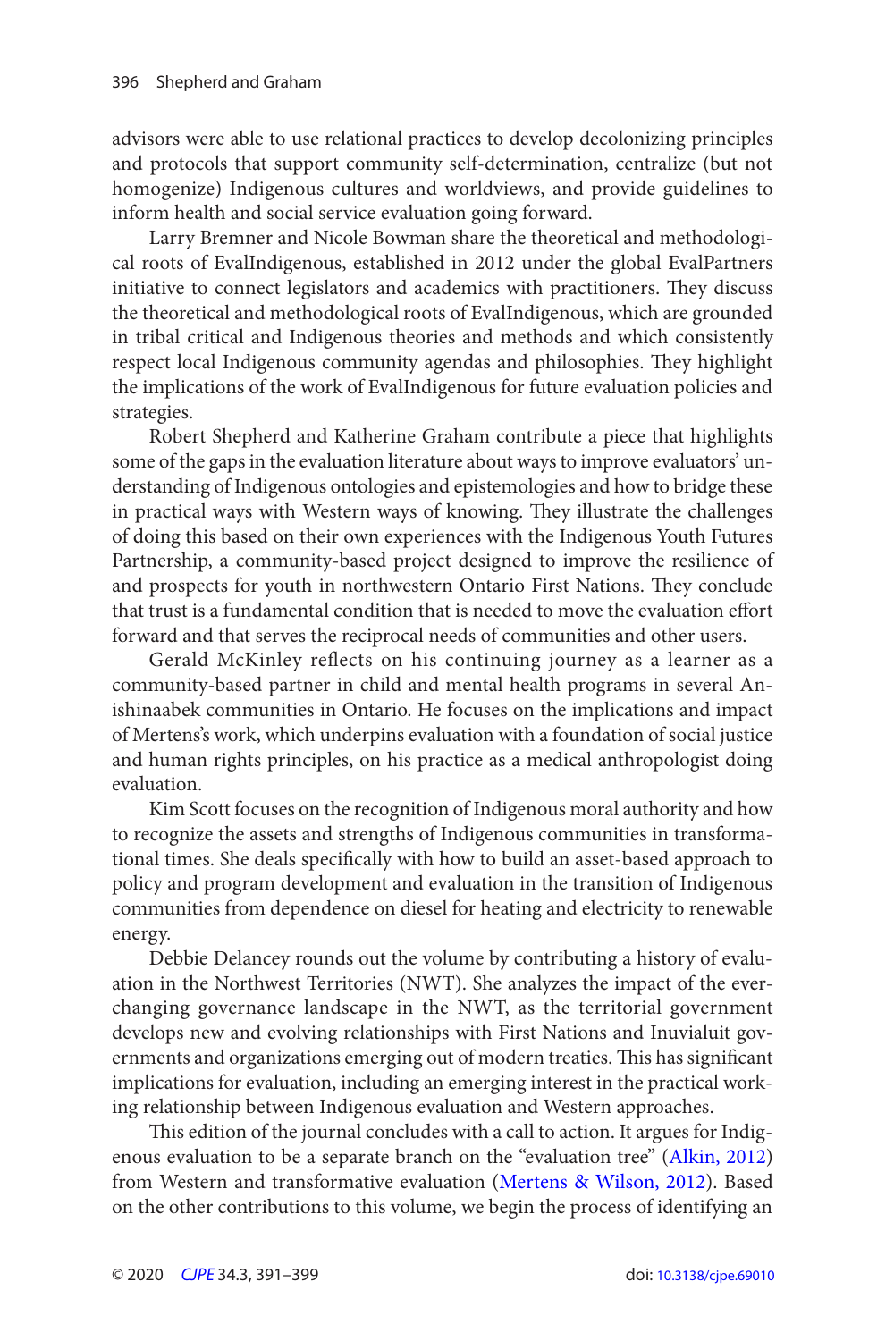advisors were able to use relational practices to develop decolonizing principles and protocols that support community self-determination, centralize (but not homogenize) Indigenous cultures and worldviews, and provide guidelines to inform health and social service evaluation going forward.

Larry Bremner and Nicole Bowman share the theoretical and methodological roots of EvalIndigenous, established in 2012 under the global EvalPartners initiative to connect legislators and academics with practitioners. They discuss the theoretical and methodological roots of EvalIndigenous, which are grounded in tribal critical and Indigenous theories and methods and which consistently respect local Indigenous community agendas and philosophies. They highlight the implications of the work of EvalIndigenous for future evaluation policies and strategies.

Robert Shepherd and Katherine Graham contribute a piece that highlights some of the gaps in the evaluation literature about ways to improve evaluators' understanding of Indigenous ontologies and epistemologies and how to bridge these in practical ways with Western ways of knowing. They illustrate the challenges of doing this based on their own experiences with the Indigenous Youth Futures Partnership, a community-based project designed to improve the resilience of and prospects for youth in northwestern Ontario First Nations. They conclude that trust is a fundamental condition that is needed to move the evaluation effort forward and that serves the reciprocal needs of communities and other users.

Gerald McKinley reflects on his continuing journey as a learner as a community-based partner in child and mental health programs in several Anishinaabek communities in Ontario. He focuses on the implications and impact of Mertens's work, which underpins evaluation with a foundation of social justice and human rights principles, on his practice as a medical anthropologist doing evaluation.

Kim Scott focuses on the recognition of Indigenous moral authority and how to recognize the assets and strengths of Indigenous communities in transformational times. She deals specifically with how to build an asset-based approach to policy and program development and evaluation in the transition of Indigenous communities from dependence on diesel for heating and electricity to renewable energy.

Debbie Delancey rounds out the volume by contributing a history of evaluation in the Northwest Territories (NWT). She analyzes the impact of the ever-changing governance landscape in the NWT, as the territorial government develops new and evolving relationships with First Nations and Inuvialuit governments and organizations emerging out of modern treaties. This has significant implications for evaluation, including an emerging interest in the practical working relationship between Indigenous evaluation and Western approaches.

This edition of the journal concludes with a call to action. It argues for Indigenous evaluation to be a separate branch on the "evaluation tree" (Alkin, 2012) from Western and transformative evaluation (Mertens & Wilson, 2012). Based on the other contributions to this volume, we begin the process of identifying an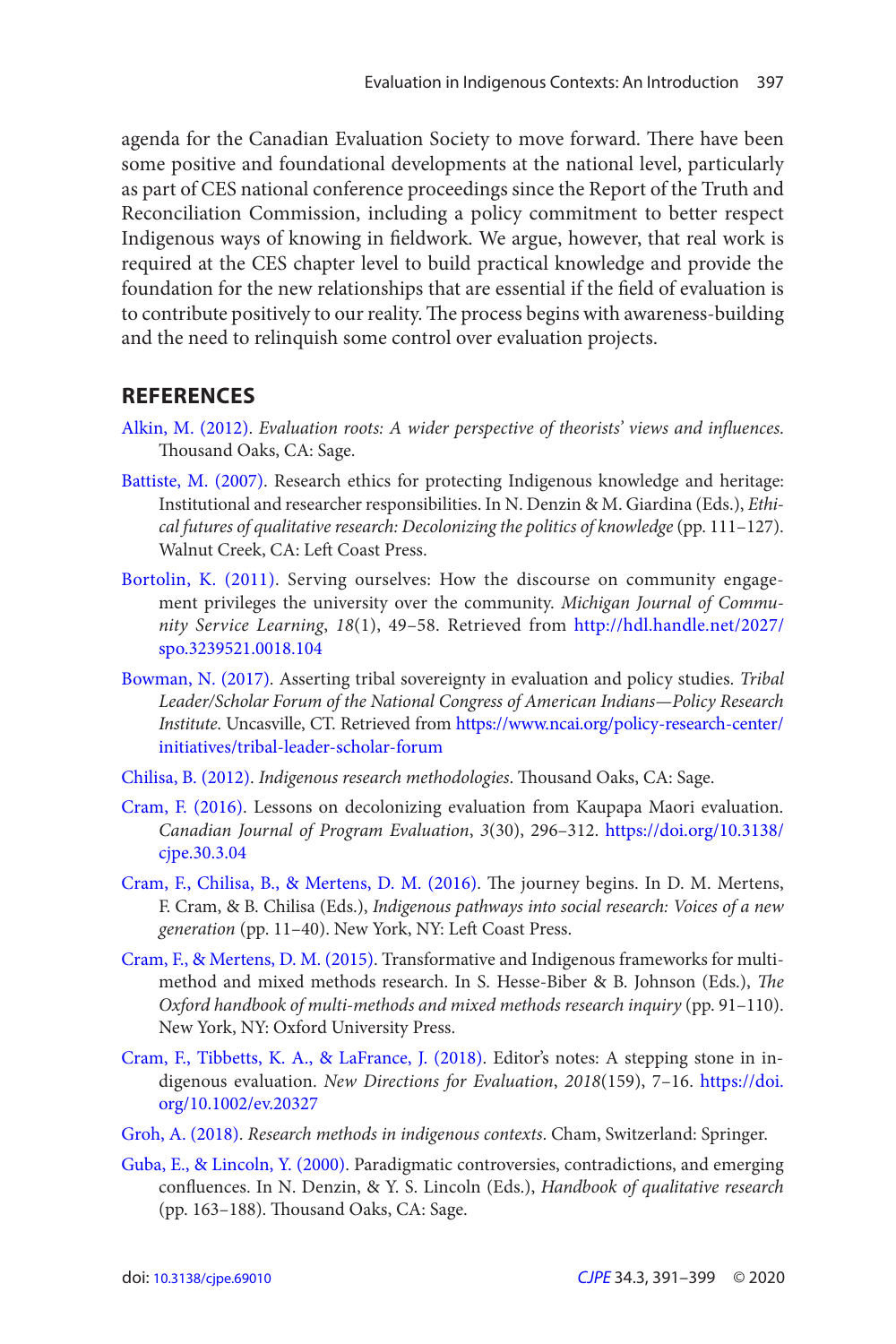agenda for the Canadian Evaluation Society to move forward. There have been some positive and foundational developments at the national level, particularly as part of CES national conference proceedings since the Report of the Truth and Reconciliation Commission, including a policy commitment to better respect Indigenous ways of knowing in fieldwork. We argue, however, that real work is required at the CES chapter level to build practical knowledge and provide the foundation for the new relationships that are essential if the field of evaluation is to contribute positively to our reality. The process begins with awareness-building and the need to relinquish some control over evaluation projects.

## REFERENCES

Alkin, M. (2012). *Evaluation roots: A wider perspective of theorists' views and influences*. Thousand Oaks, CA: Sage.

Battiste, M. (2007). Research ethics for protecting Indigenous knowledge and heritage: Institutional and researcher responsibilities. In N. Denzin & M. Giardina (Eds.), *Ethical futures of qualitative research: Decolonizing the politics of knowledge* (pp. 111–127). Walnut Creek, CA: Left Coast Press.

Bortolin, K. (2011). Serving ourselves: How the discourse on community engagement privileges the university over the community. *Michigan Journal of Community Service Learning*, *18*(1), 49–58. Retrieved from http://hdl.handle.net/2027/spo.3239521.0018.104

Bowman, N. (2017). Asserting tribal sovereignty in evaluation and policy studies. *Tribal Leader/Scholar Forum of the National Congress of American Indians—Policy Research Institute*. Uncasville, CT. Retrieved from https://www.ncai.org/policy-research-center/initiatives/tribal-leader-scholar-forum

Chilisa, B. (2012). *Indigenous research methodologies*. Thousand Oaks, CA: Sage.

Cram, F. (2016). Lessons on decolonizing evaluation from Kaupapa Maori evaluation. *Canadian Journal of Program Evaluation*, *3*(30), 296–312. https://doi.org/10.3138/cjpe.30.3.04

Cram, F., Chilisa, B., & Mertens, D. M. (2016). The journey begins. In D. M. Mertens, F. Cram, & B. Chilisa (Eds.), *Indigenous pathways into social research: Voices of a new generation* (pp. 11–40). New York, NY: Left Coast Press.

Cram, F., & Mertens, D. M. (2015). Transformative and Indigenous frameworks for multimethod and mixed methods research. In S. Hesse-Biber & B. Johnson (Eds.), *The Oxford handbook of multi-methods and mixed methods research inquiry* (pp. 91–110). New York, NY: Oxford University Press.

Cram, F., Tibbetts, K. A., & LaFrance, J. (2018). Editor's notes: A stepping stone in indigenous evaluation. *New Directions for Evaluation*, *2018*(159), 7–16. https://doi.org/10.1002/ev.20327

Groh, A. (2018). *Research methods in indigenous contexts*. Cham, Switzerland: Springer.

Guba, E., & Lincoln, Y. (2000). Paradigmatic controversies, contradictions, and emerging confluences. In N. Denzin, & Y. S. Lincoln (Eds.), *Handbook of qualitative research* (pp. 163–188). Thousand Oaks, CA: Sage.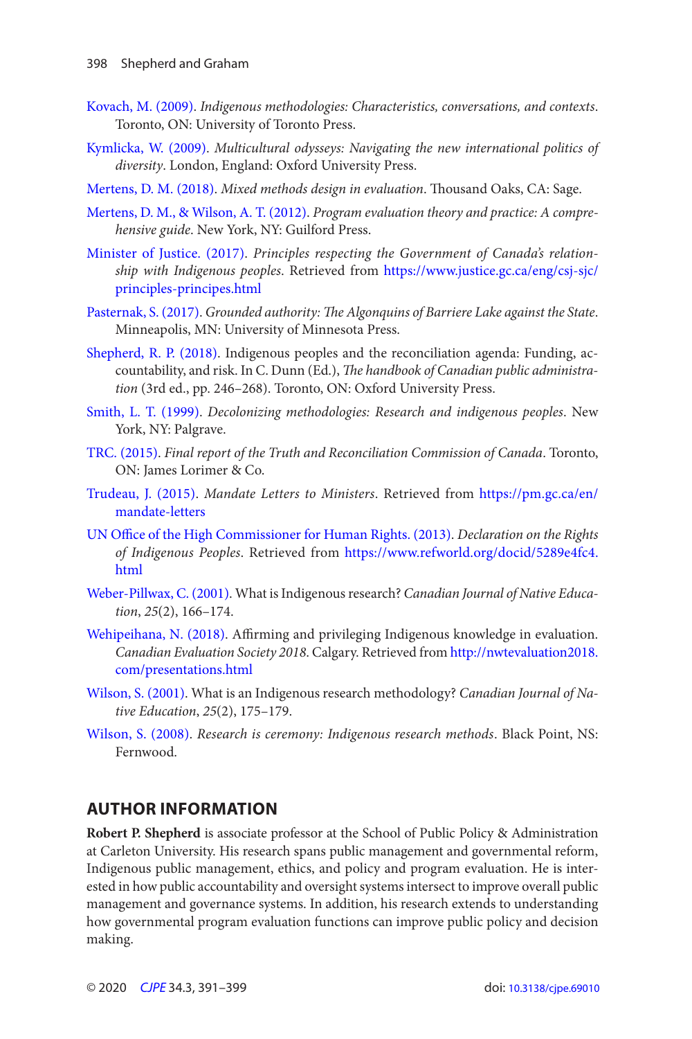Kovach, M. (2009). *Indigenous methodologies: Characteristics, conversations, and contexts*. Toronto, ON: University of Toronto Press.

Kymlicka, W. (2009). *Multicultural odysseys: Navigating the new international politics of diversity*. London, England: Oxford University Press.

Mertens, D. M. (2018). *Mixed methods design in evaluation*. Thousand Oaks, CA: Sage.

Mertens, D. M., & Wilson, A. T. (2012). *Program evaluation theory and practice: A comprehensive guide*. New York, NY: Guilford Press.

Minister of Justice. (2017). *Principles respecting the Government of Canada's relationship with Indigenous peoples*. Retrieved from https://www.justice.gc.ca/eng/csj-sjc/principles-principes.html

Pasternak, S. (2017). *Grounded authority: The Algonquins of Barriere Lake against the State*. Minneapolis, MN: University of Minnesota Press.

Shepherd, R. P. (2018). Indigenous peoples and the reconciliation agenda: Funding, accountability, and risk. In C. Dunn (Ed.), *The handbook of Canadian public administration* (3rd ed., pp. 246–268). Toronto, ON: Oxford University Press.

Smith, L. T. (1999). *Decolonizing methodologies: Research and indigenous peoples*. New York, NY: Palgrave.

TRC. (2015). *Final report of the Truth and Reconciliation Commission of Canada*. Toronto, ON: James Lorimer & Co.

Trudeau, J. (2015). *Mandate Letters to Ministers*. Retrieved from https://pm.gc.ca/en/mandate-letters

UN Office of the High Commissioner for Human Rights. (2013). *Declaration on the Rights of Indigenous Peoples*. Retrieved from https://www.refworld.org/docid/5289e4fc4.html

Weber-Pillwax, C. (2001). What is Indigenous research? *Canadian Journal of Native Education*, *25*(2), 166–174.

Wehipeihana, N. (2018). Affirming and privileging Indigenous knowledge in evaluation. *Canadian Evaluation Society 2018*. Calgary. Retrieved from http://nwtevaluation2018.com/presentations.html

Wilson, S. (2001). What is an Indigenous research methodology? *Canadian Journal of Native Education*, *25*(2), 175–179.

Wilson, S. (2008). *Research is ceremony: Indigenous research methods*. Black Point, NS: Fernwood.

## AUTHOR INFORMATION

**Robert P. Shepherd** is associate professor at the School of Public Policy & Administration at Carleton University. His research spans public management and governmental reform, Indigenous public management, ethics, and policy and program evaluation. He is interested in how public accountability and oversight systems intersect to improve overall public management and governance systems. In addition, his research extends to understanding how governmental program evaluation functions can improve public policy and decision making.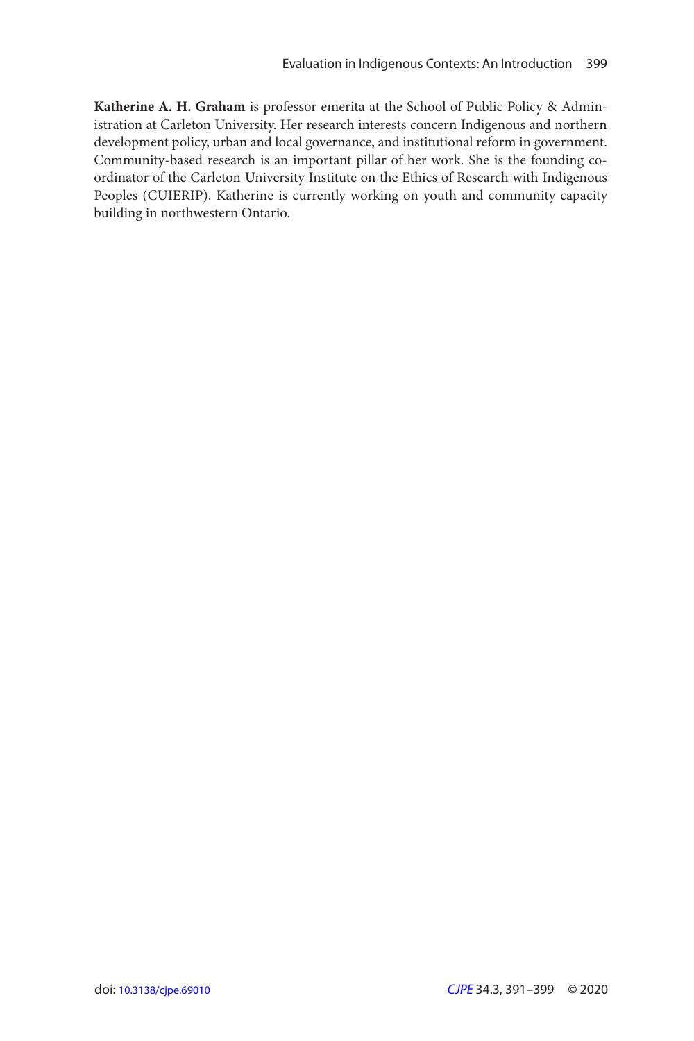**Katherine A. H. Graham** is professor emerita at the School of Public Policy & Administration at Carleton University. Her research interests concern Indigenous and northern development policy, urban and local governance, and institutional reform in government. Community-based research is an important pillar of her work. She is the founding co-ordinator of the Carleton University Institute on the Ethics of Research with Indigenous Peoples (CUIERIP). Katherine is currently working on youth and community capacity building in northwestern Ontario.